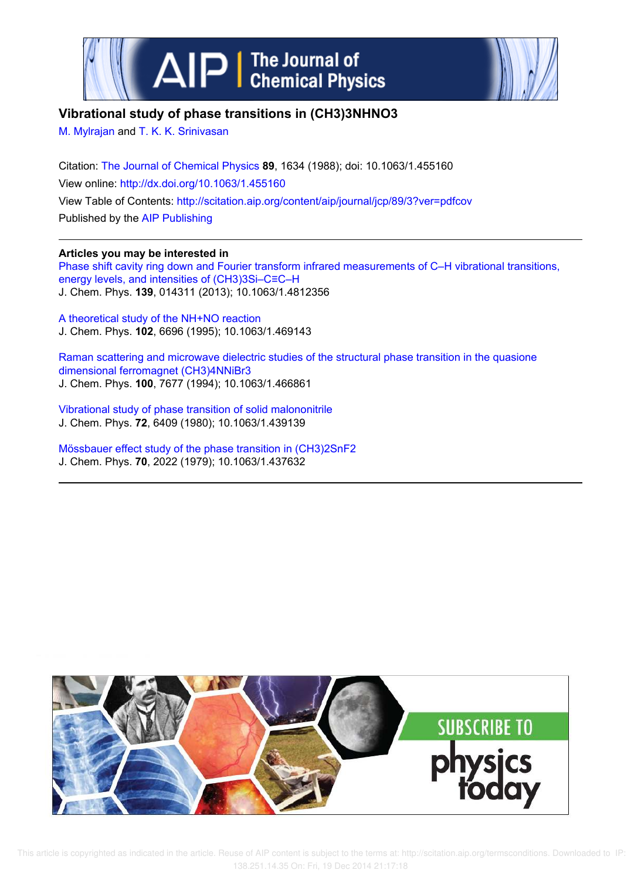# Vibrational study of phase transitions in $(CH_3)_3NHNO_3$

M. Mylrajan and T. K. K. Srinivasan

Citation: The Journal of Chemical Physics **89**, 1634 (1988); doi: 10.1063/1.455160

View online: http://dx.doi.org/10.1063/1.455160

View Table of Contents: http://scitation.aip.org/content/aip/journal/jcp/89/3?ver=pdfcov

Published by the AIP Publishing

---

**Articles you may be interested in**

Phase shift cavity ring down and Fourier transform infrared measurements of C–H vibrational transitions, energy levels, and intensities of $(CH_3)_3Si–C≡C–H$
J. Chem. Phys. **139**, 014311 (2013); 10.1063/1.4812356

A theoretical study of the NH+NO reaction
J. Chem. Phys. **102**, 6696 (1995); 10.1063/1.469143

Raman scattering and microwave dielectric studies of the structural phase transition in the quasione dimensional ferromagnet $(CH_3)_4NNiBr_3$
J. Chem. Phys. **100**, 7677 (1994); 10.1063/1.466861

Vibrational study of phase transition of solid malononitrile
J. Chem. Phys. **72**, 6409 (1980); 10.1063/1.439139

Mössbauer effect study of the phase transition in $(CH_3)_2SnF_2$
J. Chem. Phys. **70**, 2022 (1979); 10.1063/1.437632

---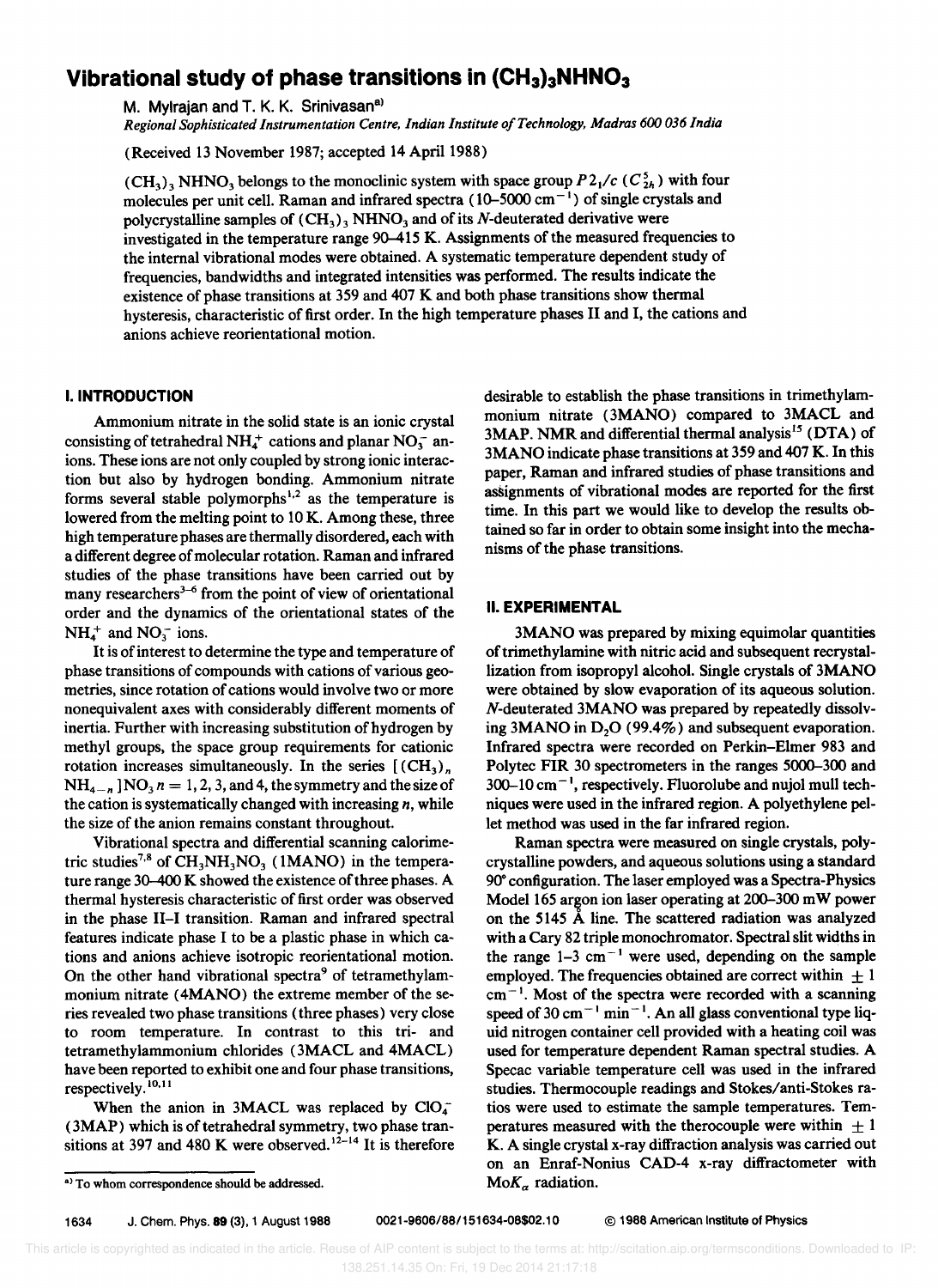# Vibrational study of phase transitions in $(CH_3)_3NHNO_3$

M. Mylrajan and T. K. K. Srinivasan[a]

*Regional Sophisticated Instrumentation Centre, Indian Institute of Technology, Madras 600 036 India*

(Received 13 November 1987; accepted 14 April 1988)

$(CH_3)_3NHNO_3$ belongs to the monoclinic system with space group $P2_1/c$ ($C_{2h}^5$) with four molecules per unit cell. Raman and infrared spectra (10–5000 $cm^{-1}$) of single crystals and polycrystalline samples of $(CH_3)_3NHNO_3$ and of its *N*-deuterated derivative were investigated in the temperature range 90–415 K. Assignments of the measured frequencies to the internal vibrational modes were obtained. A systematic temperature dependent study of frequencies, bandwidths and integrated intensities was performed. The results indicate the existence of phase transitions at 359 and 407 K and both phase transitions show thermal hysteresis, characteristic of first order. In the high temperature phases II and I, the cations and anions achieve reorientational motion.

## I. INTRODUCTION

Ammonium nitrate in the solid state is an ionic crystal consisting of tetrahedral $NH_4^+$ cations and planar $NO_3^-$ anions. These ions are not only coupled by strong ionic interaction but also by hydrogen bonding. Ammonium nitrate forms several stable polymorphs[1,2] as the temperature is lowered from the melting point to 10 K. Among these, three high temperature phases are thermally disordered, each with a different degree of molecular rotation. Raman and infrared studies of the phase transitions have been carried out by many researchers[3–6] from the point of view of orientational order and the dynamics of the orientational states of the $NH_4^+$ and $NO_3^-$ ions.

It is of interest to determine the type and temperature of phase transitions of compounds with cations of various geometries, since rotation of cations would involve two or more nonequivalent axes with considerably different moments of inertia. Further with increasing substitution of hydrogen by methyl groups, the space group requirements for cationic rotation increases simultaneously. In the series $[(CH_3)_n NH_{4-n}]NO_3$ $n = 1, 2, 3$, and 4, the symmetry and the size of the cation is systematically changed with increasing $n$, while the size of the anion remains constant throughout.

Vibrational spectra and differential scanning calorimetric studies[7,8] of $CH_3NH_3NO_3$ (1MANO) in the temperature range 30–400 K showed the existence of three phases. A thermal hysteresis characteristic of first order was observed in the phase II–I transition. Raman and infrared spectral features indicate phase I to be a plastic phase in which cations and anions achieve isotropic reorientational motion. On the other hand vibrational spectra[9] of tetramethylammonium nitrate (4MANO) the extreme member of the series revealed two phase transitions (three phases) very close to room temperature. In contrast to this tri- and tetramethylammonium chlorides (3MACL and 4MACL) have been reported to exhibit one and four phase transitions, respectively.[10,11]

When the anion in 3MACL was replaced by $ClO_4^-$ (3MAP) which is of tetrahedral symmetry, two phase transitions at 397 and 480 K were observed.[12–14] It is therefore desirable to establish the phase transitions in trimethylammonium nitrate (3MANO) compared to 3MACL and 3MAP. NMR and differential thermal analysis[15] (DTA) of 3MANO indicate phase transitions at 359 and 407 K. In this paper, Raman and infrared studies of phase transitions and assignments of vibrational modes are reported for the first time. In this part we would like to develop the results obtained so far in order to obtain some insight into the mechanisms of the phase transitions.

## II. EXPERIMENTAL

3MANO was prepared by mixing equimolar quantities of trimethylamine with nitric acid and subsequent recrystallization from isopropyl alcohol. Single crystals of 3MANO were obtained by slow evaporation of its aqueous solution. *N*-deuterated 3MANO was prepared by repeatedly dissolving 3MANO in $D_2O$ (99.4%) and subsequent evaporation. Infrared spectra were recorded on Perkin–Elmer 983 and Polytec FIR 30 spectrometers in the ranges 5000–300 and 300–10 $cm^{-1}$, respectively. Fluorolube and nujol mull techniques were used in the infrared region. A polyethylene pellet method was used in the far infrared region.

Raman spectra were measured on single crystals, polycrystalline powders, and aqueous solutions using a standard 90° configuration. The laser employed was a Spectra-Physics Model 165 argon ion laser operating at 200–300 mW power on the 5145 Å line. The scattered radiation was analyzed with a Cary 82 triple monochromator. Spectral slit widths in the range 1–3 $cm^{-1}$ were used, depending on the sample employed. The frequencies obtained are correct within $\pm 1$ $cm^{-1}$. Most of the spectra were recorded with a scanning speed of 30 $cm^{-1}$ $min^{-1}$. An all glass conventional type liquid nitrogen container cell provided with a heating coil was used for temperature dependent Raman spectral studies. A Specac variable temperature cell was used in the infrared studies. Thermocouple readings and Stokes/anti-Stokes ratios were used to estimate the sample temperatures. Temperatures measured with the therocouple were within $\pm 1$ K. A single crystal x-ray diffraction analysis was carried out on an Enraf-Nonius CAD-4 x-ray diffractometer with $MoK_\alpha$ radiation.

[a] To whom correspondence should be addressed.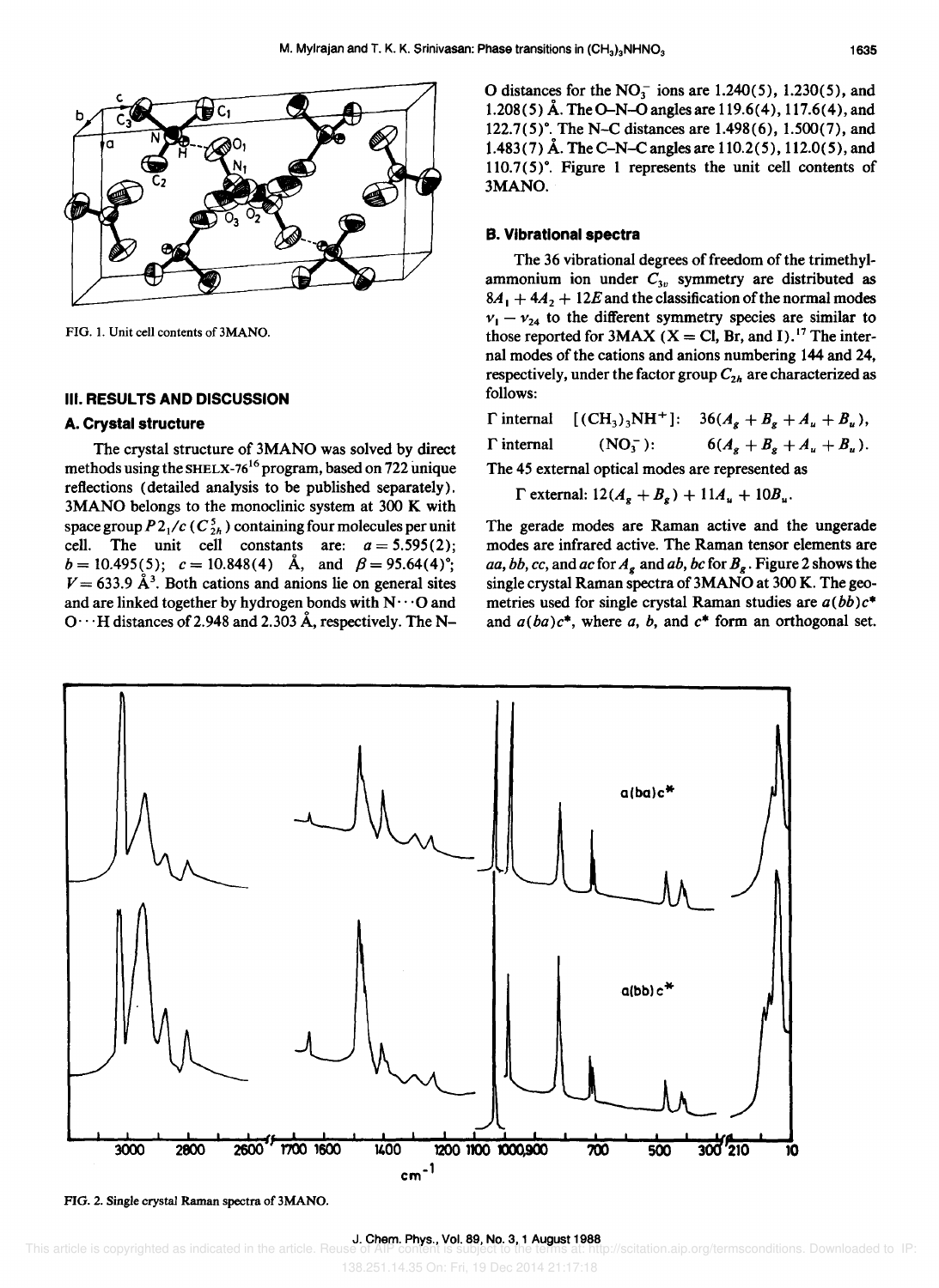FIG. 1. Unit cell contents of 3MANO.

## III. RESULTS AND DISCUSSION

### A. Crystal structure

The crystal structure of 3MANO was solved by direct methods using the SHELX-76[16] program, based on 722 unique reflections (detailed analysis to be published separately). 3MANO belongs to the monoclinic system at 300 K with space group $P2_1/c$ ($C_{2h}^5$) containing four molecules per unit cell. The unit cell constants are: $a = 5.595(2)$; $b = 10.495(5)$; $c = 10.848(4)$ Å, and $\beta = 95.64(4)°$; $V = 633.9$ Å$^3$. Both cations and anions lie on general sites and are linked together by hydrogen bonds with N···O and O···H distances of 2.948 and 2.303 Å, respectively. The N–O distances for the $NO_3^-$ ions are 1.240(5), 1.230(5), and 1.208(5) Å. The O–N–O angles are 119.6(4), 117.6(4), and 122.7(5)°. The N–C distances are 1.498(6), 1.500(7), and 1.483(7) Å. The C–N–C angles are 110.2(5), 112.0(5), and 110.7(5)°. Figure 1 represents the unit cell contents of 3MANO.

### B. Vibrational spectra

The 36 vibrational degrees of freedom of the trimethylammonium ion under $C_{3v}$ symmetry are distributed as $8A_1 + 4A_2 + 12E$ and the classification of the normal modes $\nu_1 - \nu_{24}$ to the different symmetry species are similar to those reported for 3MAX (X = Cl, Br, and I).[17] The internal modes of the cations and anions numbering 144 and 24, respectively, under the factor group $C_{2h}$ are characterized as follows:

$$\Gamma \text{ internal} \quad [(CH_3)_3NH^+]: \quad 36(A_g + B_g + A_u + B_u),$$

$$\Gamma \text{ internal} \quad (NO_3^-): \quad 6(A_g + B_g + A_u + B_u).$$

The 45 external optical modes are represented as

$$\Gamma \text{ external: } 12(A_g + B_g) + 11A_u + 10B_u.$$

The gerade modes are Raman active and the ungerade modes are infrared active. The Raman tensor elements are $aa$, $bb$, $cc$, and $ac$ for $A_g$ and $ab$, $bc$ for $B_g$. Figure 2 shows the single crystal Raman spectra of 3MANO at 300 K. The geometries used for single crystal Raman studies are $a(bb)c^*$ and $a(ba)c^*$, where $a$, $b$, and $c^*$ form an orthogonal set.

FIG. 2. Single crystal Raman spectra of 3MANO.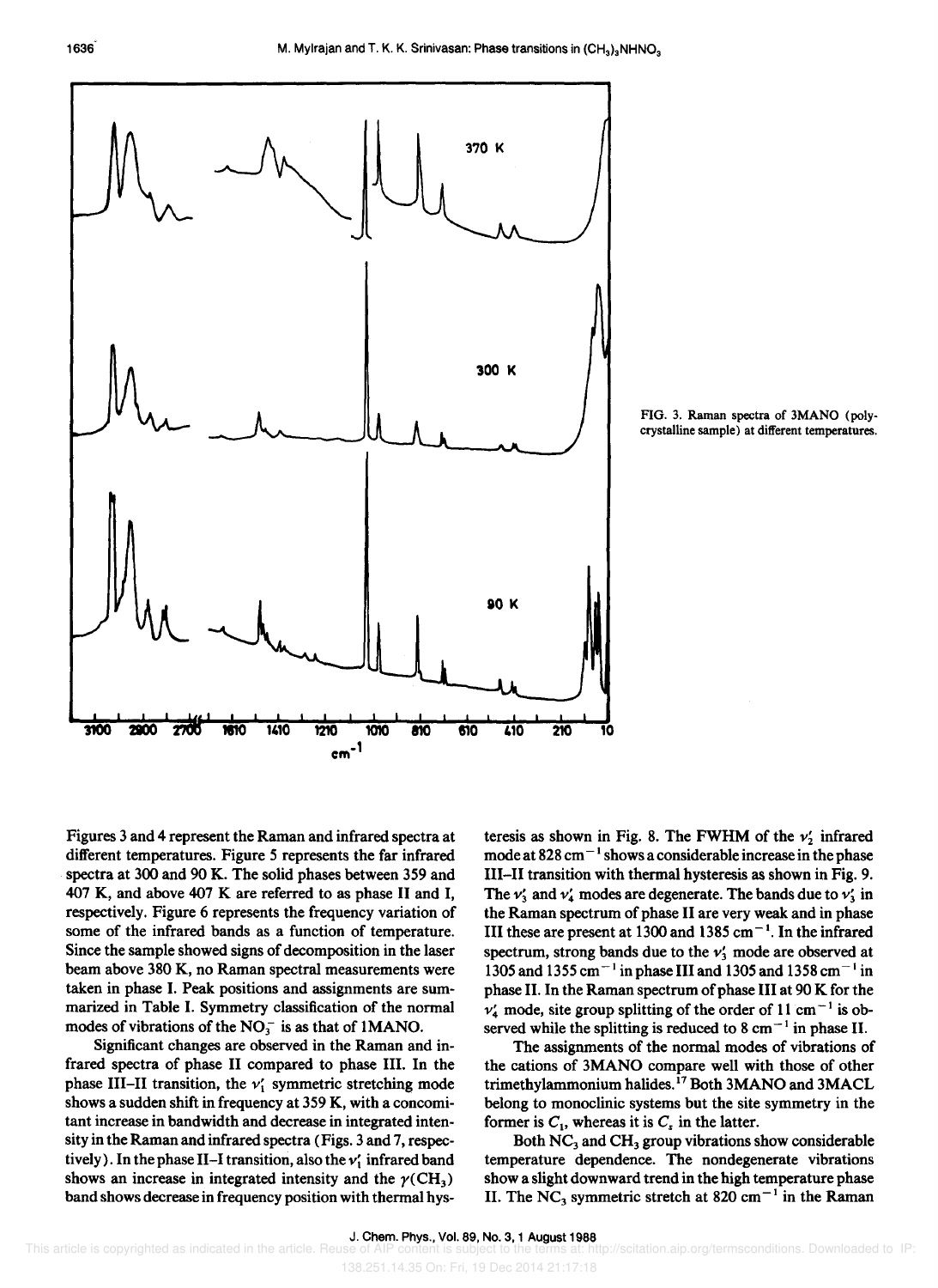FIG. 3. Raman spectra of 3MANO (polycrystalline sample) at different temperatures.

Figures 3 and 4 represent the Raman and infrared spectra at different temperatures. Figure 5 represents the far infrared spectra at 300 and 90 K. The solid phases between 359 and 407 K, and above 407 K are referred to as phase II and I, respectively. Figure 6 represents the frequency variation of some of the infrared bands as a function of temperature. Since the sample showed signs of decomposition in the laser beam above 380 K, no Raman spectral measurements were taken in phase I. Peak positions and assignments are summarized in Table I. Symmetry classification of the normal modes of vibrations of the $NO_3^-$ is as that of 1MANO.

Significant changes are observed in the Raman and infrared spectra of phase II compared to phase III. In the phase III–II transition, the $\nu_1'$ symmetric stretching mode shows a sudden shift in frequency at 359 K, with a concomitant increase in bandwidth and decrease in integrated intensity in the Raman and infrared spectra (Figs. 3 and 7, respectively). In the phase II–I transition, also the $\nu_1'$ infrared band shows an increase in integrated intensity and the $\gamma(CH_3)$ band shows decrease in frequency position with thermal hysteresis as shown in Fig. 8. The FWHM of the $\nu_2'$ infrared mode at 828 $cm^{-1}$ shows a considerable increase in the phase III–II transition with thermal hysteresis as shown in Fig. 9. The $\nu_3'$ and $\nu_4'$ modes are degenerate. The bands due to $\nu_3'$ in the Raman spectrum of phase II are very weak and in phase III these are present at 1300 and 1385 $cm^{-1}$. In the infrared spectrum, strong bands due to the $\nu_3'$ mode are observed at 1305 and 1355 $cm^{-1}$ in phase III and 1305 and 1358 $cm^{-1}$ in phase II. In the Raman spectrum of phase III at 90 K for the $\nu_4'$ mode, site group splitting of the order of 11 $cm^{-1}$ is observed while the splitting is reduced to 8 $cm^{-1}$ in phase II.

The assignments of the normal modes of vibrations of the cations of 3MANO compare well with those of other trimethylammonium halides.[17] Both 3MANO and 3MACL belong to monoclinic systems but the site symmetry in the former is $C_1$, whereas it is $C_s$ in the latter.

Both $NC_3$ and $CH_3$ group vibrations show considerable temperature dependence. The nondegenerate vibrations show a slight downward trend in the high temperature phase II. The $NC_3$ symmetric stretch at 820 $cm^{-1}$ in the Raman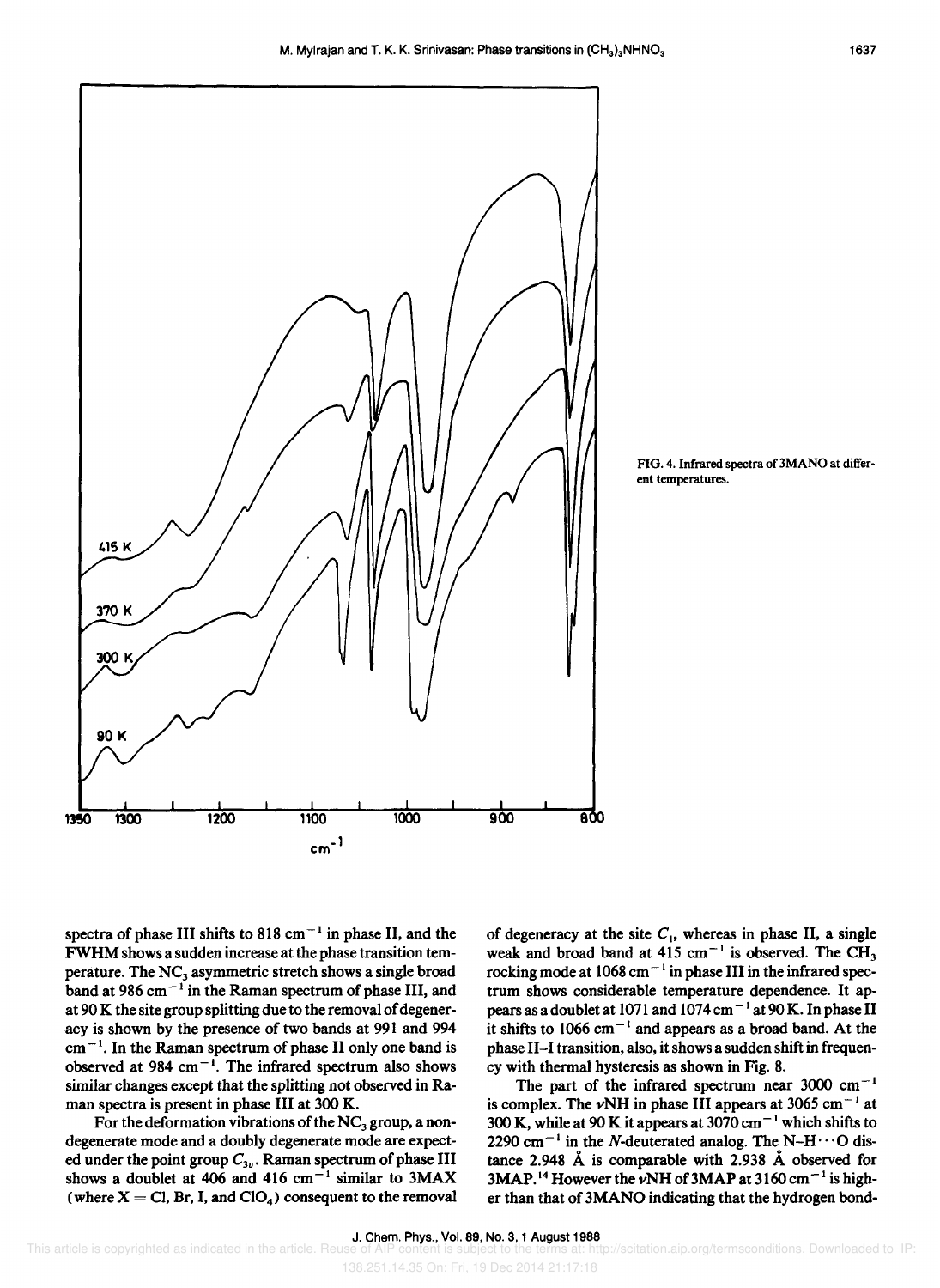FIG. 4. Infrared spectra of 3MANO at different temperatures.

spectra of phase III shifts to 818 $cm^{-1}$ in phase II, and the FWHM shows a sudden increase at the phase transition temperature. The $NC_3$ asymmetric stretch shows a single broad band at 986 $cm^{-1}$ in the Raman spectrum of phase III, and at 90 K the site group splitting due to the removal of degeneracy is shown by the presence of two bands at 991 and 994 $cm^{-1}$. In the Raman spectrum of phase II only one band is observed at 984 $cm^{-1}$. The infrared spectrum also shows similar changes except that the splitting not observed in Raman spectra is present in phase III at 300 K.

For the deformation vibrations of the $NC_3$ group, a nondegenerate mode and a doubly degenerate mode are expected under the point group $C_{3v}$. Raman spectrum of phase III shows a doublet at 406 and 416 $cm^{-1}$ similar to 3MAX (where X = Cl, Br, I, and $ClO_4$) consequent to the removal of degeneracy at the site $C_1$, whereas in phase II, a single weak and broad band at 415 $cm^{-1}$ is observed. The $CH_3$ rocking mode at 1068 $cm^{-1}$ in phase III in the infrared spectrum shows considerable temperature dependence. It appears as a doublet at 1071 and 1074 $cm^{-1}$ at 90 K. In phase II it shifts to 1066 $cm^{-1}$ and appears as a broad band. At the phase II–I transition, also, it shows a sudden shift in frequency with thermal hysteresis as shown in Fig. 8.

The part of the infrared spectrum near 3000 $cm^{-1}$ is complex. The $\nu$NH in phase III appears at 3065 $cm^{-1}$ at 300 K, while at 90 K it appears at 3070 $cm^{-1}$ which shifts to 2290 $cm^{-1}$ in the *N*-deuterated analog. The N–H···O distance 2.948 Å is comparable with 2.938 Å observed for 3MAP.[14] However the $\nu$NH of 3MAP at 3160 $cm^{-1}$ is higher than that of 3MANO indicating that the hydrogen bond-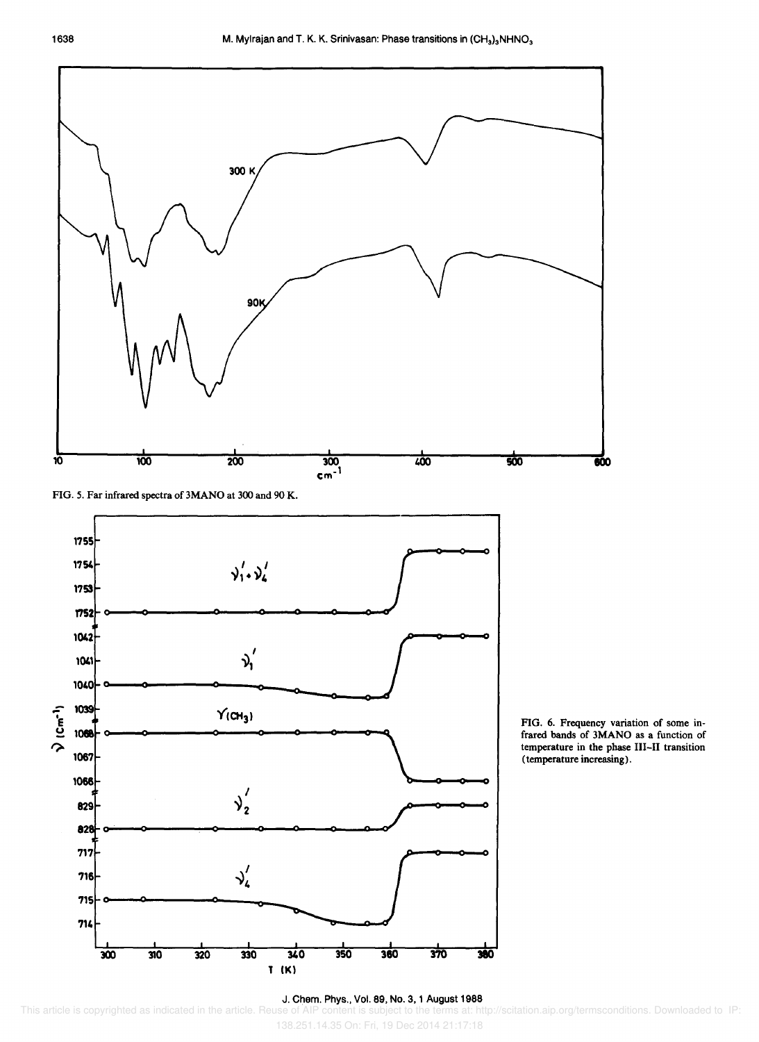FIG. 5. Far infrared spectra of 3MANO at 300 and 90 K.

FIG. 6. Frequency variation of some infrared bands of 3MANO as a function of temperature in the phase III–II transition (temperature increasing).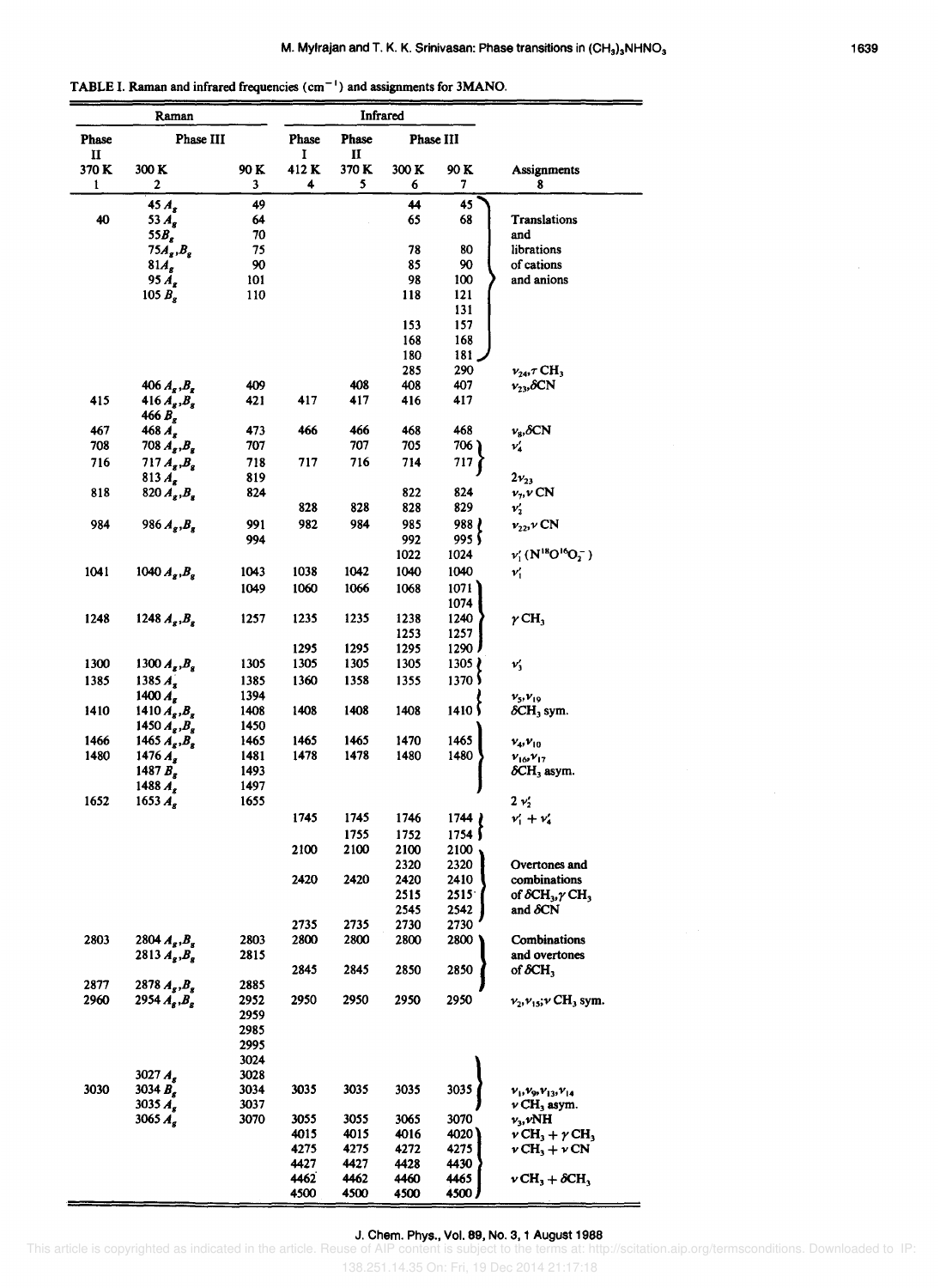TABLE I. Raman and infrared frequencies ($cm^{-1}$) and assignments for 3MANO.

| Raman | | | Infrared | | | | |
|---|---|---|---|---|---|---|---|
| Phase II | Phase III | | Phase I | Phase II | Phase III | | |
| 370 K | 300 K | 90 K | 412 K | 370 K | 300 K | 90 K | Assignments |
| 1 | 2 | 3 | 4 | 5 | 6 | 7 | 8 |
| | 45 $A_g$ | 49 | | | 44 | 45 | Translations and librations of cations and anions |
| 40 | 53 $A_g$ | 64 | | | 65 | 68 | |
| | 55 $B_g$ | 70 | | | | | |
| | 75 $A_g$,$B_g$ | 75 | | | 78 | 80 | |
| | 81 $A_g$ | 90 | | | 85 | 90 | |
| | 95 $A_g$ | 101 | | | 98 | 100 | |
| | 105 $B_g$ | 110 | | | 118 | 121 | |
| | | | | | | 131 | |
| | | | | | 153 | 157 | |
| | | | | | 168 | 168 | |
| | | | | | 180 | 181 | |
| | | | | | 285 | 290 | $\nu_{24}$,$\tau$ $CH_3$ |
| | 406 $A_g$,$B_g$ | 409 | | 408 | 408 | 407 | $\nu_{23}$,$\delta$CN |
| 415 | 416 $A_g$,$B_g$ | 421 | 417 | 417 | 416 | 417 | |
| | 466 $B_g$ | | | | | | |
| 467 | 468 $A_g$ | 473 | 466 | 466 | 468 | 468 | $\nu_8$,$\delta$CN |
| 708 | 708 $A_g$,$B_g$ | 707 | | 707 | 705 | 706 | $\nu_4'$ |
| 716 | 717 $A_g$,$B_g$ | 718 | 717 | 716 | 714 | 717 | |
| | 813 $A_g$ | 819 | | | | | $2\nu_{23}$ |
| 818 | 820 $A_g$,$B_g$ | 824 | | | 822 | 824 | $\nu_7$,$\nu$ CN |
| | | | 828 | 828 | 828 | 829 | $\nu_2'$ |
| 984 | 986 $A_g$,$B_g$ | 991 | 982 | 984 | 985 | 988 | $\nu_{22}$,$\nu$ CN |
| | | 994 | | | 992 | 995 | |
| | | | | | 1022 | 1024 | $\nu_1'$ ($N^{18}O^{16}O_2^-$) |
| 1041 | 1040 $A_g$,$B_g$ | 1043 | 1038 | 1042 | 1040 | 1040 | $\nu_1'$ |
| | | 1049 | 1060 | 1066 | 1068 | 1071 | $\gamma$ $CH_3$ |
| | | | | | | 1074 | |
| 1248 | 1248 $A_g$,$B_g$ | 1257 | 1235 | 1235 | 1238 | 1240 | |
| | | | | | 1253 | 1257 | |
| | | | 1295 | 1295 | 1295 | 1290 | |
| 1300 | 1300 $A_g$,$B_g$ | 1305 | 1305 | 1305 | 1305 | 1305 | $\nu_3'$ |
| 1385 | 1385 $A_g$ | 1385 | 1360 | 1358 | 1355 | 1370 | |
| | 1400 $A_g$ | 1394 | | | | | $\nu_5$,$\nu_{19}$ |
| 1410 | 1410 $A_g$,$B_g$ | 1408 | 1408 | 1408 | 1408 | 1410 | $\delta CH_3$ sym. |
| | 1450 $A_g$,$B_g$ | 1450 | | | | | |
| 1466 | 1465 $A_g$,$B_g$ | 1465 | 1465 | 1465 | 1470 | 1465 | $\nu_4$,$\nu_{10}$ |
| 1480 | 1476 $A_g$ | 1481 | 1478 | 1478 | 1480 | 1480 | $\nu_{16}$,$\nu_{17}$ |
| | 1487 $B_g$ | 1493 | | | | | $\delta CH_3$ asym. |
| | 1488 $A_g$ | 1497 | | | | | |
| 1652 | 1653 $A_g$ | 1655 | | | | | $2\nu_2'$ |
| | | | 1745 | 1745 | 1746 | 1744 | $\nu_1' + \nu_4'$ |
| | | | | 1755 | 1752 | 1754 | |
| | | | 2100 | 2100 | 2100 | 2100 | Overtones and combinations of $\delta CH_3$,$\gamma$ $CH_3$ and $\delta$CN |
| | | | | | 2320 | 2320 | |
| | | | 2420 | 2420 | 2420 | 2410 | |
| | | | | | 2515 | 2515 | |
| | | | | | 2545 | 2542 | |
| | | | 2735 | 2735 | 2730 | 2730 | |
| 2803 | 2804 $A_g$,$B_g$ | 2803 | 2800 | 2800 | 2800 | 2800 | Combinations and overtones of $\delta CH_3$ |
| | 2813 $A_g$,$B_g$ | 2815 | | | | | |
| | | | 2845 | 2845 | 2850 | 2850 | |
| 2877 | 2878 $A_g$,$B_g$ | 2885 | | | | | |
| 2960 | 2954 $A_g$,$B_g$ | 2952 | 2950 | 2950 | 2950 | 2950 | $\nu_2$,$\nu_{15}$;$\nu$ $CH_3$ sym. |
| | | 2959 | | | | | |
| | | 2985 | | | | | |
| | | 2995 | | | | | |
| | | 3024 | | | | | |
| | 3027 $A_g$ | 3028 | | | | | |
| 3030 | 3034 $B_g$ | 3034 | 3035 | 3035 | 3035 | 3035 | $\nu_1$,$\nu_9$,$\nu_{13}$,$\nu_{14}$ $\nu$ $CH_3$ asym. |
| | 3035 $A_g$ | 3037 | | | | | |
| | 3065 $A_g$ | 3070 | 3055 | 3055 | 3065 | 3070 | $\nu_3$,$\nu$NH |
| | | | 4015 | 4015 | 4016 | 4020 | $\nu$ $CH_3$ + $\gamma$ $CH_3$ |
| | | | 4275 | 4275 | 4272 | 4275 | $\nu$ $CH_3$ + $\nu$ CN |
| | | | 4427 | 4427 | 4428 | 4430 | |
| | | | 4462 | 4462 | 4460 | 4465 | $\nu$ $CH_3$ + $\delta CH_3$ |
| | | | 4500 | 4500 | 4500 | 4500 | |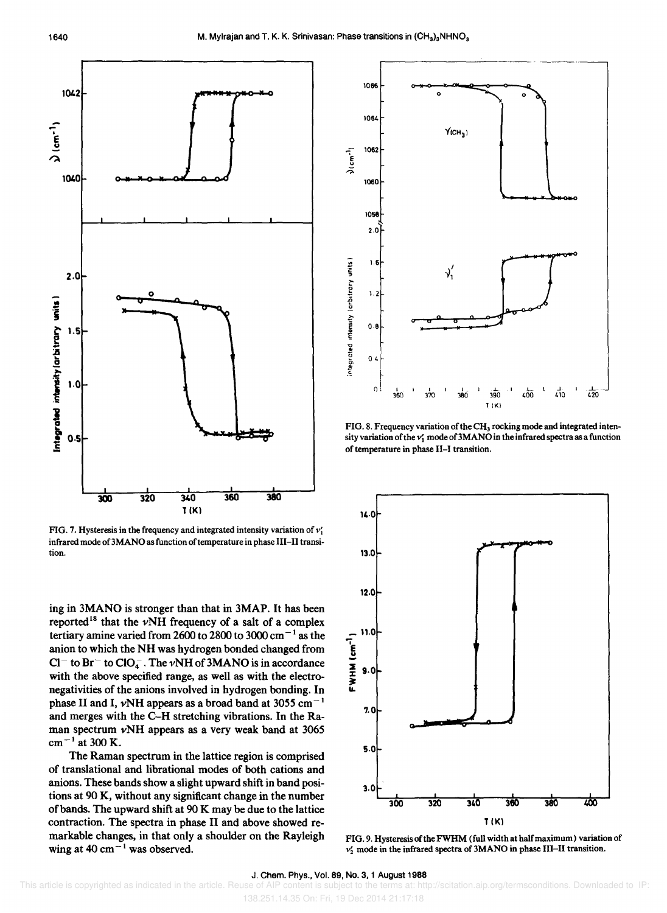FIG. 7. Hysteresis in the frequency and integrated intensity variation of $\nu_1'$ infrared mode of 3MANO as function of temperature in phase III–II transition.

FIG. 8. Frequency variation of the $CH_3$ rocking mode and integrated intensity variation of the $\nu_1'$ mode of 3MANO in the infrared spectra as a function of temperature in phase II–I transition.

ing in 3MANO is stronger than that in 3MAP. It has been reported[18] that the $\nu$NH frequency of a salt of a complex tertiary amine varied from 2600 to 2800 to 3000 $cm^{-1}$ as the anion to which the NH was hydrogen bonded changed from $Cl^-$ to $Br^-$ to $ClO_4^-$. The $\nu$NH of 3MANO is in accordance with the above specified range, as well as with the electronegativities of the anions involved in hydrogen bonding. In phase II and I, $\nu$NH appears as a broad band at 3055 $cm^{-1}$ and merges with the C–H stretching vibrations. In the Raman spectrum $\nu$NH appears as a very weak band at 3065 $cm^{-1}$ at 300 K.

The Raman spectrum in the lattice region is comprised of translational and librational modes of both cations and anions. These bands show a slight upward shift in band positions at 90 K, without any significant change in the number of bands. The upward shift at 90 K may be due to the lattice contraction. The spectra in phase II and above showed remarkable changes, in that only a shoulder on the Rayleigh wing at 40 $cm^{-1}$ was observed.

FIG. 9. Hysteresis of the FWHM (full width at half maximum) variation of $\nu_2'$ mode in the infrared spectra of 3MANO in phase III–II transition.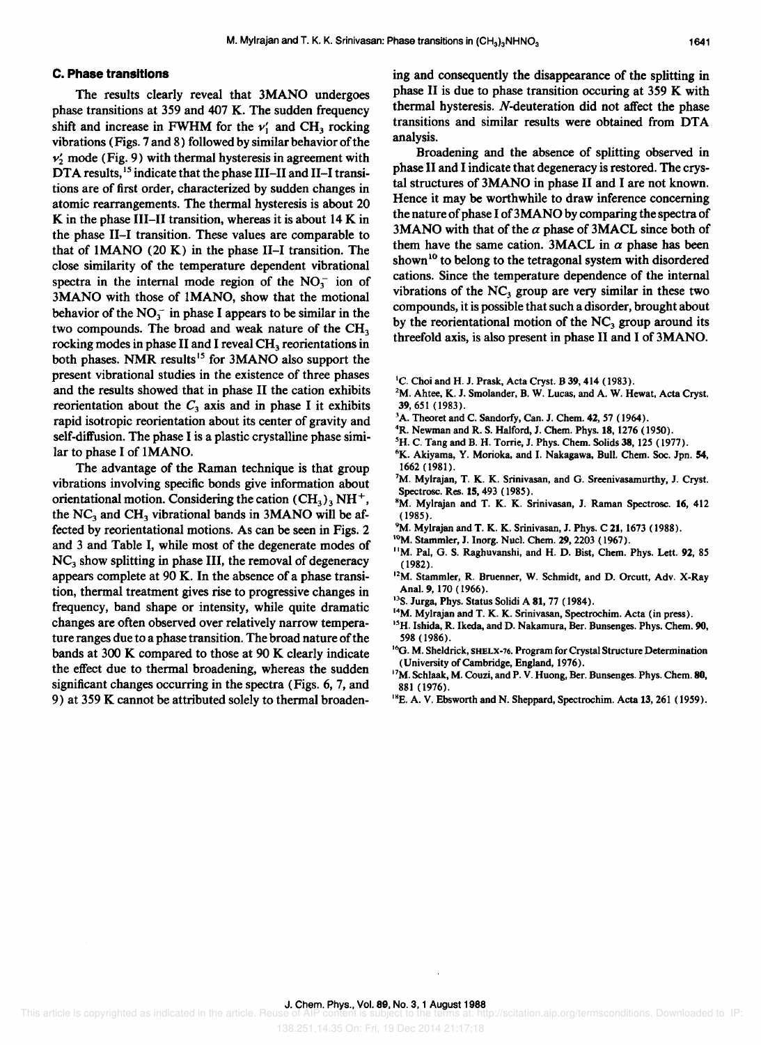### C. Phase transitions

The results clearly reveal that 3MANO undergoes phase transitions at 359 and 407 K. The sudden frequency shift and increase in FWHM for the $\nu_1'$ and $CH_3$ rocking vibrations (Figs. 7 and 8) followed by similar behavior of the $\nu_2'$ mode (Fig. 9) with thermal hysteresis in agreement with DTA results,[15] indicate that the phase III–II and II–I transitions are of first order, characterized by sudden changes in atomic rearrangements. The thermal hysteresis is about 20 K in the phase III–II transition, whereas it is about 14 K in the phase II–I transition. These values are comparable to that of 1MANO (20 K) in the phase II–I transition. The close similarity of the temperature dependent vibrational spectra in the internal mode region of the $NO_3^-$ ion of 3MANO with those of 1MANO, show that the motional behavior of the $NO_3^-$ in phase I appears to be similar in the two compounds. The broad and weak nature of the $CH_3$ rocking modes in phase II and I reveal $CH_3$ reorientations in both phases. NMR results[15] for 3MANO also support the present vibrational studies in the existence of three phases and the results showed that in phase II the cation exhibits reorientation about the $C_3$ axis and in phase I it exhibits rapid isotropic reorientation about its center of gravity and self-diffusion. The phase I is a plastic crystalline phase similar to phase I of 1MANO.

The advantage of the Raman technique is that group vibrations involving specific bonds give information about orientational motion. Considering the cation $(CH_3)_3NH^+$, the $NC_3$ and $CH_3$ vibrational bands in 3MANO will be affected by reorientational motions. As can be seen in Figs. 2 and 3 and Table I, while most of the degenerate modes of $NC_3$ show splitting in phase III, the removal of degeneracy appears complete at 90 K. In the absence of a phase transition, thermal treatment gives rise to progressive changes in frequency, band shape or intensity, while quite dramatic changes are often observed over relatively narrow temperature ranges due to a phase transition. The broad nature of the bands at 300 K compared to those at 90 K clearly indicate the effect due to thermal broadening, whereas the sudden significant changes occurring in the spectra (Figs. 6, 7, and 9) at 359 K cannot be attributed solely to thermal broadening and consequently the disappearance of the splitting in phase II is due to phase transition occuring at 359 K with thermal hysteresis. *N*-deuteration did not affect the phase transitions and similar results were obtained from DTA analysis.

Broadening and the absence of splitting observed in phase II and I indicate that degeneracy is restored. The crystal structures of 3MANO in phase II and I are not known. Hence it may be worthwhile to draw inference concerning the nature of phase I of 3MANO by comparing the spectra of 3MANO with that of the $\alpha$ phase of 3MACL since both of them have the same cation. 3MACL in $\alpha$ phase has been shown[10] to belong to the tetragonal system with disordered cations. Since the temperature dependence of the internal vibrations of the $NC_3$ group are very similar in these two compounds, it is possible that such a disorder, brought about by the reorientational motion of the $NC_3$ group around its threefold axis, is also present in phase II and I of 3MANO.

[1] C. Choi and H. J. Prask, Acta Cryst. B **39**, 414 (1983).
[2] M. Ahtee, K. J. Smolander, B. W. Lucas, and A. W. Hewat, Acta Cryst. **39**, 651 (1983).
[3] A. Theoret and C. Sandorfy, Can. J. Chem. **42**, 57 (1964).
[4] R. Newman and R. S. Halford, J. Chem. Phys. **18**, 1276 (1950).
[5] H. C. Tang and B. H. Torrie, J. Phys. Chem. Solids **38**, 125 (1977).
[6] K. Akiyama, Y. Morioka, and I. Nakagawa, Bull. Chem. Soc. Jpn. **54**, 1662 (1981).
[7] M. Mylrajan, T. K. K. Srinivasan, and G. Sreenivasamurthy, J. Cryst. Spectrosc. Res. **15**, 493 (1985).
[8] M. Mylrajan and T. K. K. Srinivasan, J. Raman Spectrosc. **16**, 412 (1985).
[9] M. Mylrajan and T. K. K. Srinivasan, J. Phys. C **21**, 1673 (1988).
[10] M. Stammler, J. Inorg. Nucl. Chem. **29**, 2203 (1967).
[11] M. Pal, G. S. Raghuvanshi, and H. D. Bist, Chem. Phys. Lett. **92**, 85 (1982).
[12] M. Stammler, R. Bruenner, W. Schmidt, and D. Orcutt, Adv. X-Ray Anal. **9**, 170 (1966).
[13] S. Jurga, Phys. Status Solidi A **81**, 77 (1984).
[14] M. Mylrajan and T. K. K. Srinivasan, Spectrochim. Acta (in press).
[15] H. Ishida, R. Ikeda, and D. Nakamura, Ber. Bunsenges. Phys. Chem. **90**, 598 (1986).
[16] G. M. Sheldrick, SHELX-76. Program for Crystal Structure Determination (University of Cambridge, England, 1976).
[17] M. Schlaak, M. Couzi, and P. V. Huong, Ber. Bunsenges. Phys. Chem. **80**, 881 (1976).
[18] E. A. V. Ebsworth and N. Sheppard, Spectrochim. Acta **13**, 261 (1959).